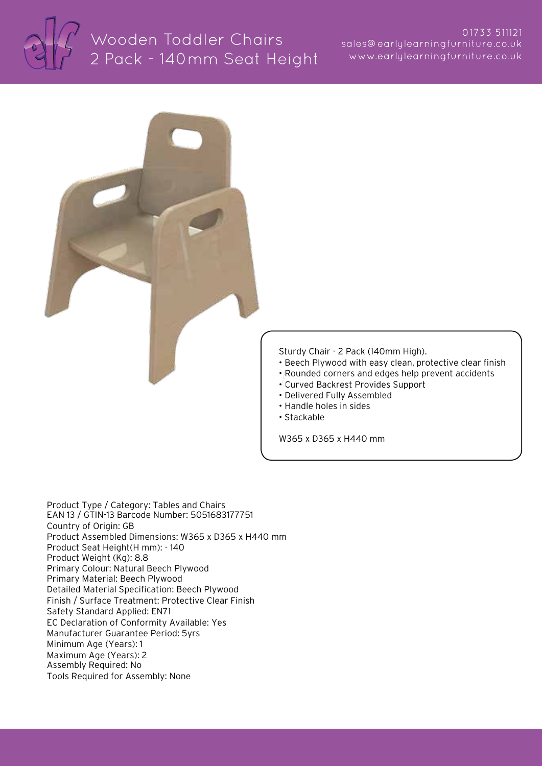# Wooden Toddler Chairs 2 Pack - 140mm Seat Height

01733 511121
sales@earlylearningfurniture.co.uk
www.earlylearningfurniture.co.uk

Sturdy Chair - 2 Pack (140mm High).

- Beech Plywood with easy clean, protective clear finish
- Rounded corners and edges help prevent accidents
- Curved Backrest Provides Support
- Delivered Fully Assembled
- Handle holes in sides
- Stackable

W365 x D365 x H440 mm

Product Type / Category: Tables and Chairs
EAN 13 / GTIN-13 Barcode Number: 5051683177751
Country of Origin: GB
Product Assembled Dimensions: W365 x D365 x H440 mm
Product Seat Height(H mm): - 140
Product Weight (Kg): 8.8
Primary Colour: Natural Beech Plywood
Primary Material: Beech Plywood
Detailed Material Specification: Beech Plywood
Finish / Surface Treatment: Protective Clear Finish
Safety Standard Applied: EN71
EC Declaration of Conformity Available: Yes
Manufacturer Guarantee Period: 5yrs
Minimum Age (Years): 1
Maximum Age (Years): 2
Assembly Required: No
Tools Required for Assembly: None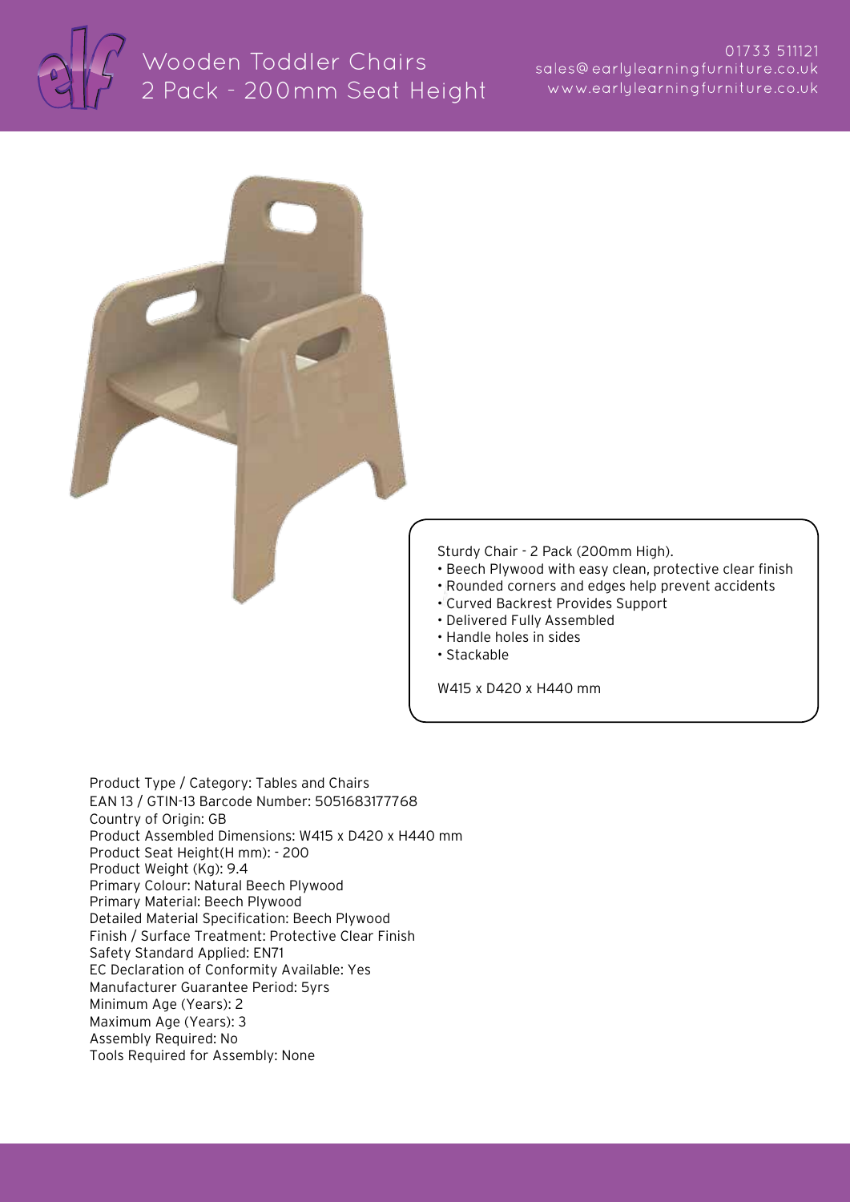# Wooden Toddler Chairs 2 Pack - 200mm Seat Height

01733 511121
sales@earlylearningfurniture.co.uk
www.earlylearningfurniture.co.uk

Sturdy Chair - 2 Pack (200mm High).

- Beech Plywood with easy clean, protective clear finish
- Rounded corners and edges help prevent accidents
- Curved Backrest Provides Support
- Delivered Fully Assembled
- Handle holes in sides
- Stackable

W415 x D420 x H440 mm

Product Type / Category: Tables and Chairs
EAN 13 / GTIN-13 Barcode Number: 5051683177768
Country of Origin: GB
Product Assembled Dimensions: W415 x D420 x H440 mm
Product Seat Height(H mm): - 200
Product Weight (Kg): 9.4
Primary Colour: Natural Beech Plywood
Primary Material: Beech Plywood
Detailed Material Specification: Beech Plywood
Finish / Surface Treatment: Protective Clear Finish
Safety Standard Applied: EN71
EC Declaration of Conformity Available: Yes
Manufacturer Guarantee Period: 5yrs
Minimum Age (Years): 2
Maximum Age (Years): 3
Assembly Required: No
Tools Required for Assembly: None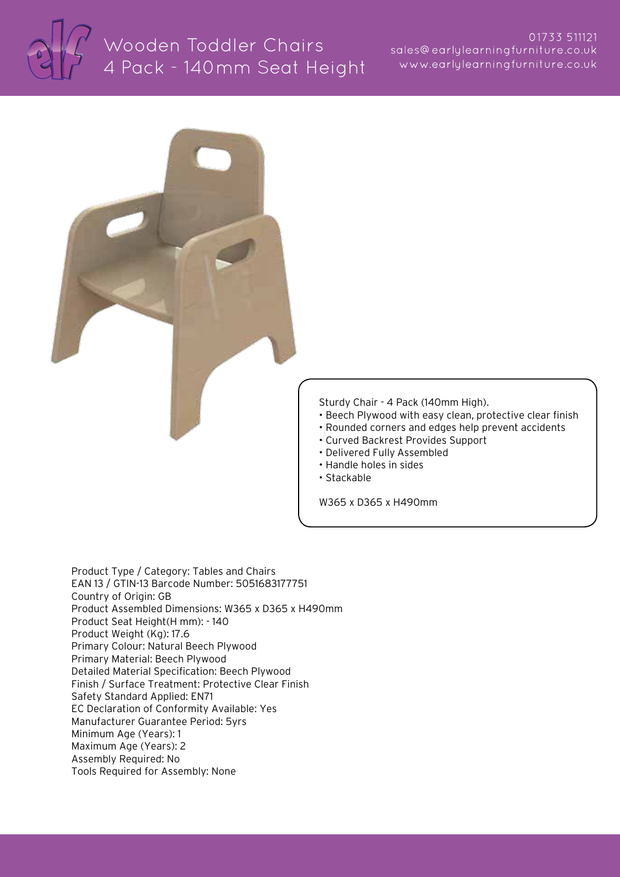# Wooden Toddler Chairs 4 Pack - 140mm Seat Height

01733 511121
sales@earlylearningfurniture.co.uk
www.earlylearningfurniture.co.uk

Sturdy Chair - 4 Pack (140mm High).

- Beech Plywood with easy clean, protective clear finish
- Rounded corners and edges help prevent accidents
- Curved Backrest Provides Support
- Delivered Fully Assembled
- Handle holes in sides
- Stackable

W365 x D365 x H490mm

Product Type / Category: Tables and Chairs
EAN 13 / GTIN-13 Barcode Number: 5051683177751
Country of Origin: GB
Product Assembled Dimensions: W365 x D365 x H490mm
Product Seat Height(H mm): - 140
Product Weight (Kg): 17.6
Primary Colour: Natural Beech Plywood
Primary Material: Beech Plywood
Detailed Material Specification: Beech Plywood
Finish / Surface Treatment: Protective Clear Finish
Safety Standard Applied: EN71
EC Declaration of Conformity Available: Yes
Manufacturer Guarantee Period: 5yrs
Minimum Age (Years): 1
Maximum Age (Years): 2
Assembly Required: No
Tools Required for Assembly: None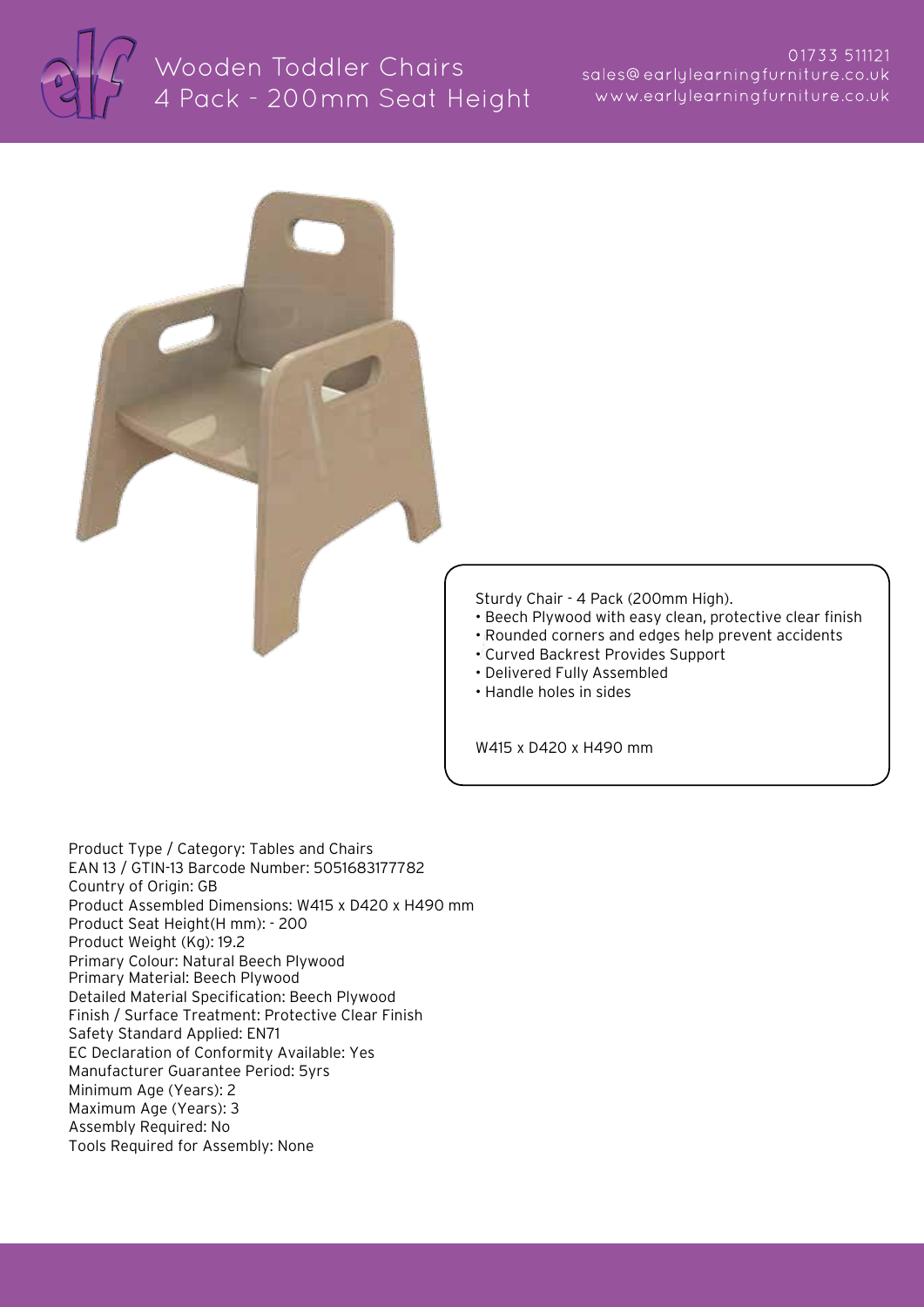# Wooden Toddler Chairs 4 Pack - 200mm Seat Height

01733 511121
sales@earlylearningfurniture.co.uk
www.earlylearningfurniture.co.uk

Sturdy Chair - 4 Pack (200mm High).

- Beech Plywood with easy clean, protective clear finish
- Rounded corners and edges help prevent accidents
- Curved Backrest Provides Support
- Delivered Fully Assembled
- Handle holes in sides

W415 x D420 x H490 mm

Product Type / Category: Tables and Chairs
EAN 13 / GTIN-13 Barcode Number: 5051683177782
Country of Origin: GB
Product Assembled Dimensions: W415 x D420 x H490 mm
Product Seat Height(H mm): - 200
Product Weight (Kg): 19.2
Primary Colour: Natural Beech Plywood
Primary Material: Beech Plywood
Detailed Material Specification: Beech Plywood
Finish / Surface Treatment: Protective Clear Finish
Safety Standard Applied: EN71
EC Declaration of Conformity Available: Yes
Manufacturer Guarantee Period: 5yrs
Minimum Age (Years): 2
Maximum Age (Years): 3
Assembly Required: No
Tools Required for Assembly: None